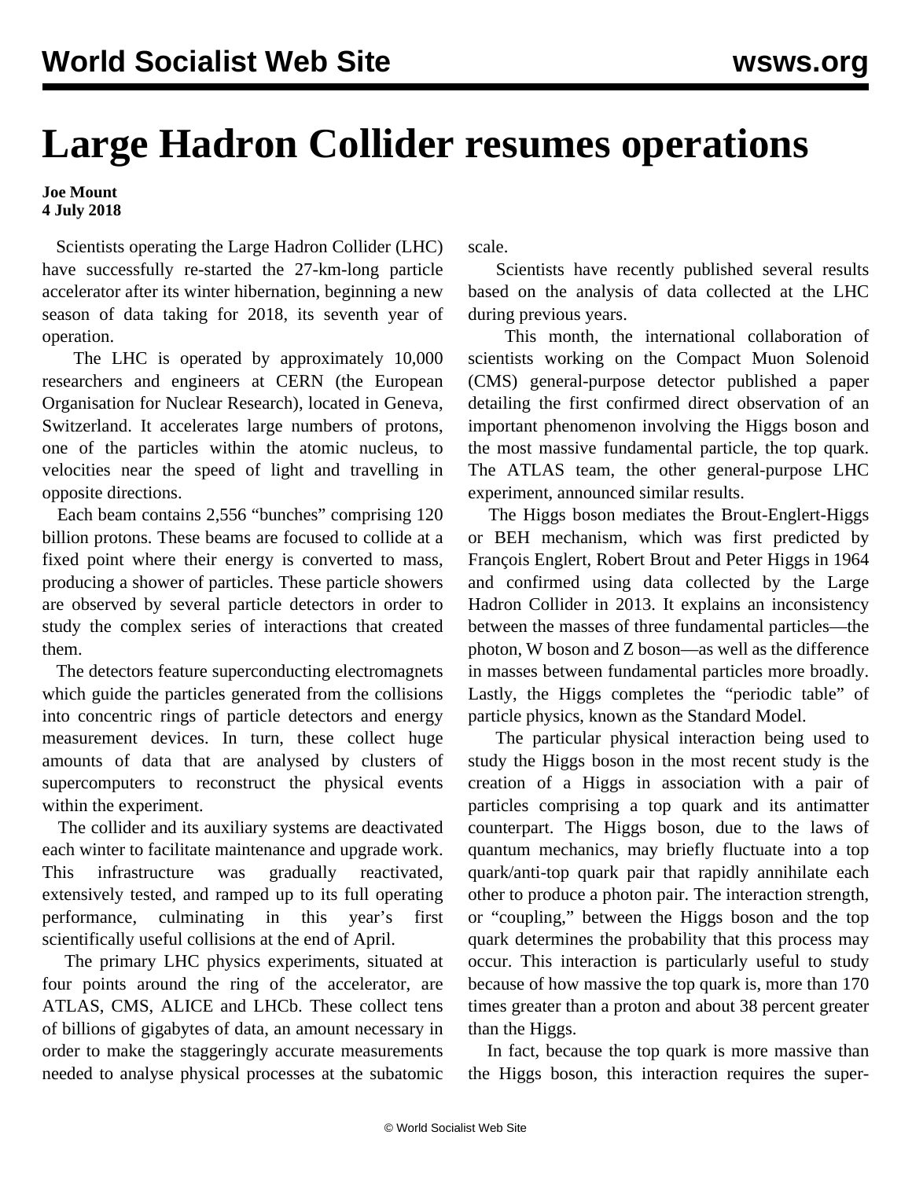# Large Hadron Collider resumes operations

**Joe Mount**
**4 July 2018**

Scientists operating the Large Hadron Collider (LHC) have successfully re-started the 27-km-long particle accelerator after its winter hibernation, beginning a new season of data taking for 2018, its seventh year of operation.

The LHC is operated by approximately 10,000 researchers and engineers at CERN (the European Organisation for Nuclear Research), located in Geneva, Switzerland. It accelerates large numbers of protons, one of the particles within the atomic nucleus, to velocities near the speed of light and travelling in opposite directions.

Each beam contains 2,556 "bunches" comprising 120 billion protons. These beams are focused to collide at a fixed point where their energy is converted to mass, producing a shower of particles. These particle showers are observed by several particle detectors in order to study the complex series of interactions that created them.

The detectors feature superconducting electromagnets which guide the particles generated from the collisions into concentric rings of particle detectors and energy measurement devices. In turn, these collect huge amounts of data that are analysed by clusters of supercomputers to reconstruct the physical events within the experiment.

The collider and its auxiliary systems are deactivated each winter to facilitate maintenance and upgrade work. This infrastructure was gradually reactivated, extensively tested, and ramped up to its full operating performance, culminating in this year's first scientifically useful collisions at the end of April.

The primary LHC physics experiments, situated at four points around the ring of the accelerator, are ATLAS, CMS, ALICE and LHCb. These collect tens of billions of gigabytes of data, an amount necessary in order to make the staggeringly accurate measurements needed to analyse physical processes at the subatomic scale.

Scientists have recently published several results based on the analysis of data collected at the LHC during previous years.

This month, the international collaboration of scientists working on the Compact Muon Solenoid (CMS) general-purpose detector published a paper detailing the first confirmed direct observation of an important phenomenon involving the Higgs boson and the most massive fundamental particle, the top quark. The ATLAS team, the other general-purpose LHC experiment, announced similar results.

The Higgs boson mediates the Brout-Englert-Higgs or BEH mechanism, which was first predicted by François Englert, Robert Brout and Peter Higgs in 1964 and confirmed using data collected by the Large Hadron Collider in 2013. It explains an inconsistency between the masses of three fundamental particles—the photon, W boson and Z boson—as well as the difference in masses between fundamental particles more broadly. Lastly, the Higgs completes the "periodic table" of particle physics, known as the Standard Model.

The particular physical interaction being used to study the Higgs boson in the most recent study is the creation of a Higgs in association with a pair of particles comprising a top quark and its antimatter counterpart. The Higgs boson, due to the laws of quantum mechanics, may briefly fluctuate into a top quark/anti-top quark pair that rapidly annihilate each other to produce a photon pair. The interaction strength, or "coupling," between the Higgs boson and the top quark determines the probability that this process may occur. This interaction is particularly useful to study because of how massive the top quark is, more than 170 times greater than a proton and about 38 percent greater than the Higgs.

In fact, because the top quark is more massive than the Higgs boson, this interaction requires the super-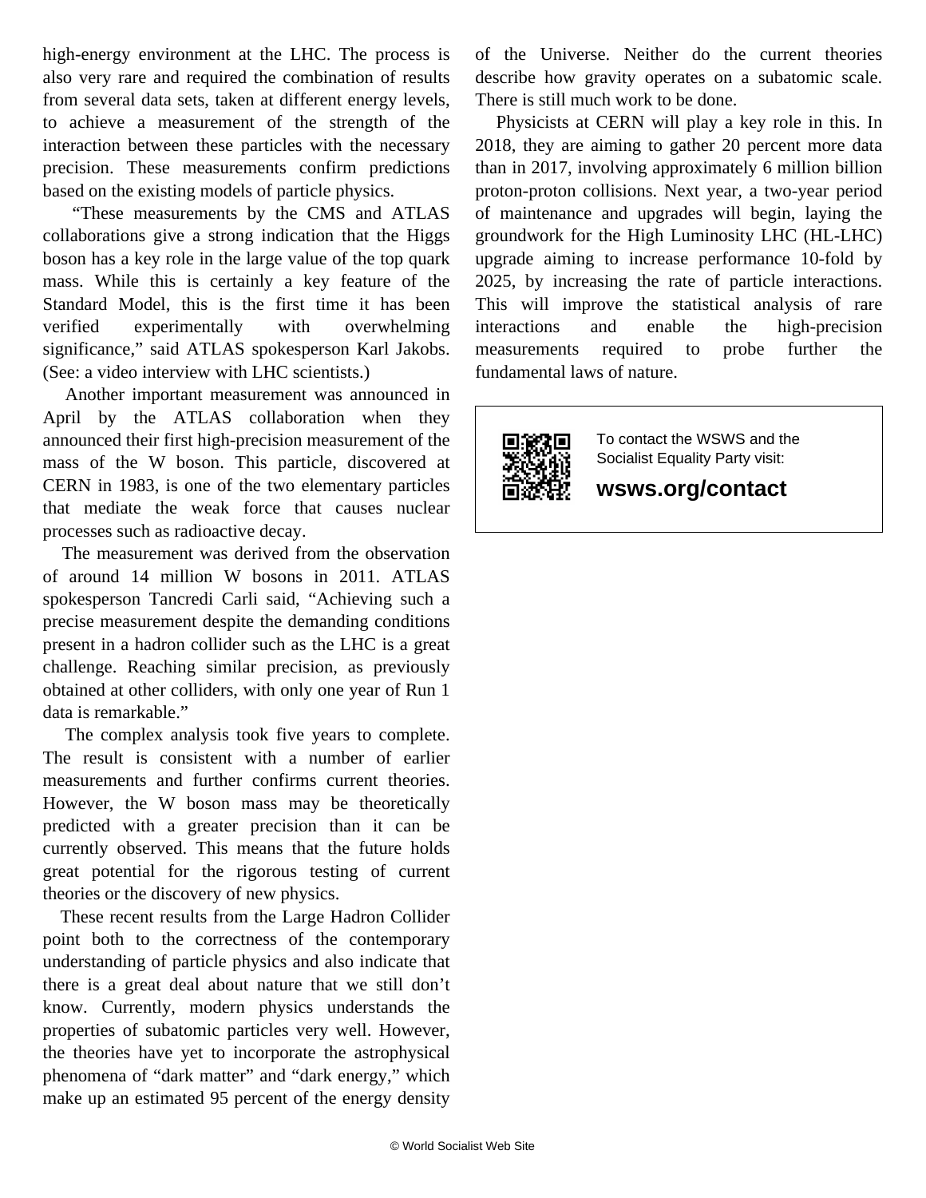high-energy environment at the LHC. The process is also very rare and required the combination of results from several data sets, taken at different energy levels, to achieve a measurement of the strength of the interaction between these particles with the necessary precision. These measurements confirm predictions based on the existing models of particle physics.

"These measurements by the CMS and ATLAS collaborations give a strong indication that the Higgs boson has a key role in the large value of the top quark mass. While this is certainly a key feature of the Standard Model, this is the first time it has been verified experimentally with overwhelming significance," said ATLAS spokesperson Karl Jakobs. (See: a video interview with LHC scientists.)

Another important measurement was announced in April by the ATLAS collaboration when they announced their first high-precision measurement of the mass of the W boson. This particle, discovered at CERN in 1983, is one of the two elementary particles that mediate the weak force that causes nuclear processes such as radioactive decay.

The measurement was derived from the observation of around 14 million W bosons in 2011. ATLAS spokesperson Tancredi Carli said, "Achieving such a precise measurement despite the demanding conditions present in a hadron collider such as the LHC is a great challenge. Reaching similar precision, as previously obtained at other colliders, with only one year of Run 1 data is remarkable."

The complex analysis took five years to complete. The result is consistent with a number of earlier measurements and further confirms current theories. However, the W boson mass may be theoretically predicted with a greater precision than it can be currently observed. This means that the future holds great potential for the rigorous testing of current theories or the discovery of new physics.

These recent results from the Large Hadron Collider point both to the correctness of the contemporary understanding of particle physics and also indicate that there is a great deal about nature that we still don't know. Currently, modern physics understands the properties of subatomic particles very well. However, the theories have yet to incorporate the astrophysical phenomena of "dark matter" and "dark energy," which make up an estimated 95 percent of the energy density of the Universe. Neither do the current theories describe how gravity operates on a subatomic scale. There is still much work to be done.

Physicists at CERN will play a key role in this. In 2018, they are aiming to gather 20 percent more data than in 2017, involving approximately 6 million billion proton-proton collisions. Next year, a two-year period of maintenance and upgrades will begin, laying the groundwork for the High Luminosity LHC (HL-LHC) upgrade aiming to increase performance 10-fold by 2025, by increasing the rate of particle interactions. This will improve the statistical analysis of rare interactions and enable the high-precision measurements required to probe further the fundamental laws of nature.

To contact the WSWS and the Socialist Equality Party visit:

**wsws.org/contact**